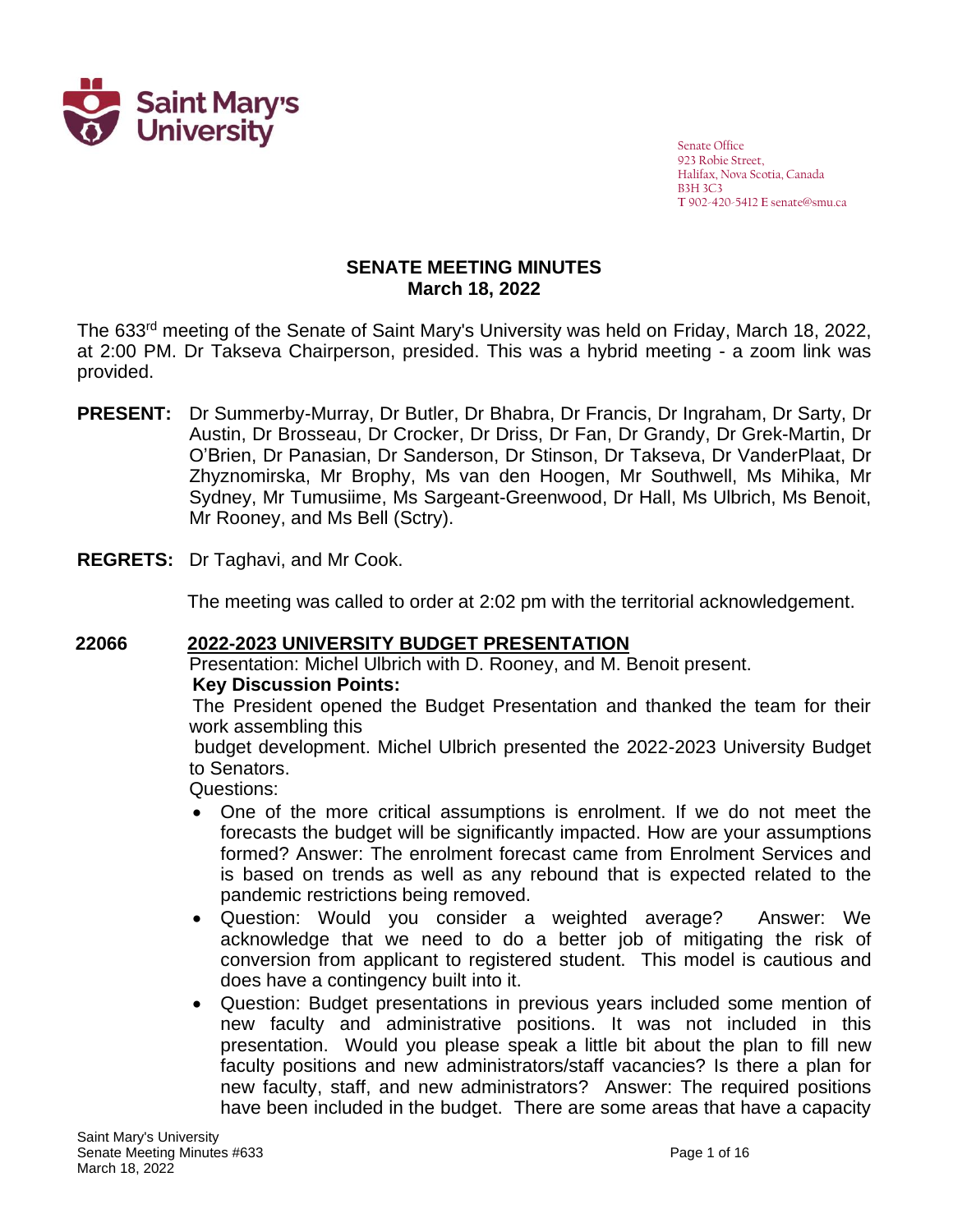Senate Office
923 Robie Street,
Halifax, Nova Scotia, Canada
B3H 3C3
T 902-420-5412 E senate@smu.ca

# SENATE MEETING MINUTES
## March 18, 2022

The 633rd meeting of the Senate of Saint Mary's University was held on Friday, March 18, 2022, at 2:00 PM. Dr Takseva Chairperson, presided. This was a hybrid meeting - a zoom link was provided.

**PRESENT:** Dr Summerby-Murray, Dr Butler, Dr Bhabra, Dr Francis, Dr Ingraham, Dr Sarty, Dr Austin, Dr Brosseau, Dr Crocker, Dr Driss, Dr Fan, Dr Grandy, Dr Grek-Martin, Dr O'Brien, Dr Panasian, Dr Sanderson, Dr Stinson, Dr Takseva, Dr VanderPlaat, Dr Zhyznomirska, Mr Brophy, Ms van den Hoogen, Mr Southwell, Ms Mihika, Mr Sydney, Mr Tumusiime, Ms Sargeant-Greenwood, Dr Hall, Ms Ulbrich, Ms Benoit, Mr Rooney, and Ms Bell (Sctry).

**REGRETS:** Dr Taghavi, and Mr Cook.

The meeting was called to order at 2:02 pm with the territorial acknowledgement.

**22066** **2022-2023 UNIVERSITY BUDGET PRESENTATION**

Presentation: Michel Ulbrich with D. Rooney, and M. Benoit present.

**Key Discussion Points:**

The President opened the Budget Presentation and thanked the team for their work assembling this budget development. Michel Ulbrich presented the 2022-2023 University Budget to Senators.

Questions:

- One of the more critical assumptions is enrolment. If we do not meet the forecasts the budget will be significantly impacted. How are your assumptions formed? Answer: The enrolment forecast came from Enrolment Services and is based on trends as well as any rebound that is expected related to the pandemic restrictions being removed.
- Question: Would you consider a weighted average? Answer: We acknowledge that we need to do a better job of mitigating the risk of conversion from applicant to registered student. This model is cautious and does have a contingency built into it.
- Question: Budget presentations in previous years included some mention of new faculty and administrative positions. It was not included in this presentation. Would you please speak a little bit about the plan to fill new faculty positions and new administrators/staff vacancies? Is there a plan for new faculty, staff, and new administrators? Answer: The required positions have been included in the budget. There are some areas that have a capacity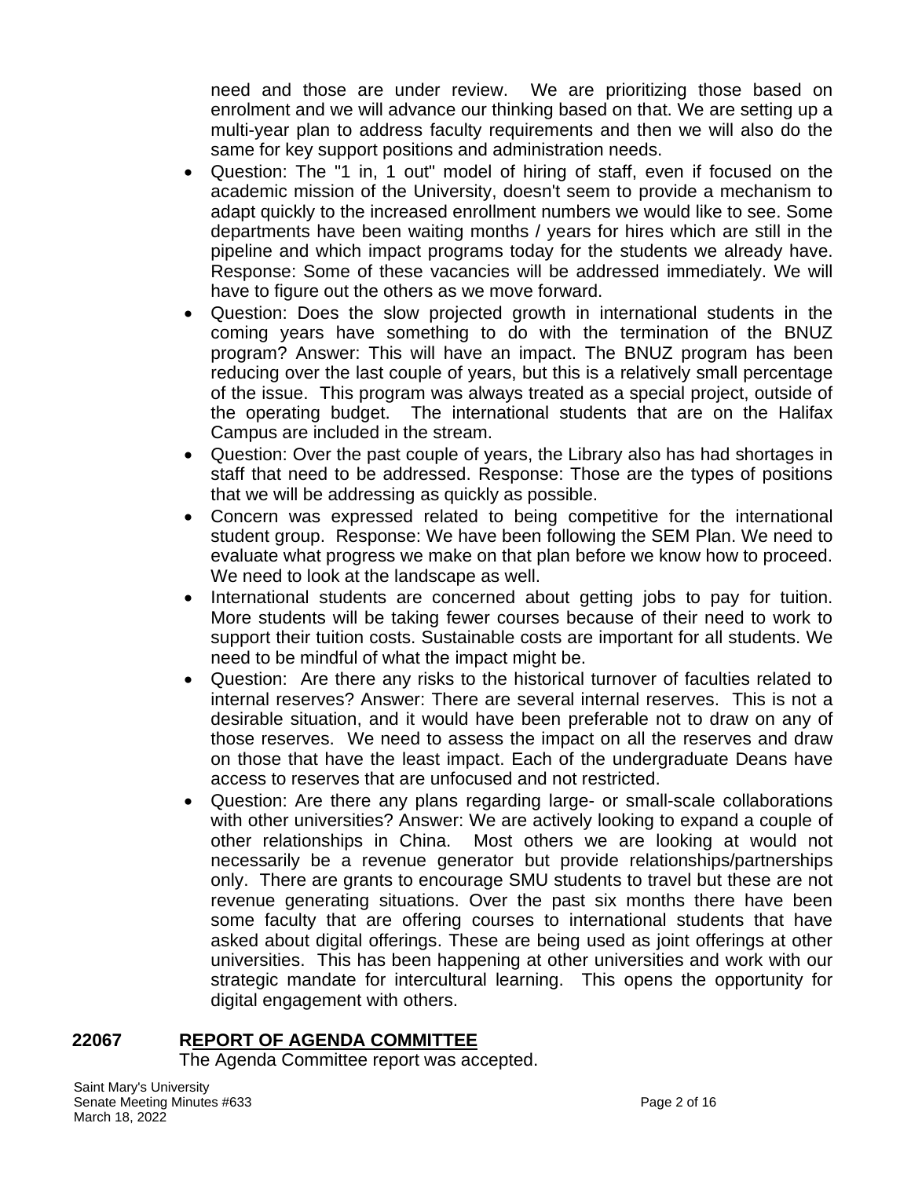need and those are under review. We are prioritizing those based on enrolment and we will advance our thinking based on that. We are setting up a multi-year plan to address faculty requirements and then we will also do the same for key support positions and administration needs.

- Question: The "1 in, 1 out" model of hiring of staff, even if focused on the academic mission of the University, doesn't seem to provide a mechanism to adapt quickly to the increased enrollment numbers we would like to see. Some departments have been waiting months / years for hires which are still in the pipeline and which impact programs today for the students we already have. Response: Some of these vacancies will be addressed immediately. We will have to figure out the others as we move forward.
- Question: Does the slow projected growth in international students in the coming years have something to do with the termination of the BNUZ program? Answer: This will have an impact. The BNUZ program has been reducing over the last couple of years, but this is a relatively small percentage of the issue. This program was always treated as a special project, outside of the operating budget. The international students that are on the Halifax Campus are included in the stream.
- Question: Over the past couple of years, the Library also has had shortages in staff that need to be addressed. Response: Those are the types of positions that we will be addressing as quickly as possible.
- Concern was expressed related to being competitive for the international student group. Response: We have been following the SEM Plan. We need to evaluate what progress we make on that plan before we know how to proceed. We need to look at the landscape as well.
- International students are concerned about getting jobs to pay for tuition. More students will be taking fewer courses because of their need to work to support their tuition costs. Sustainable costs are important for all students. We need to be mindful of what the impact might be.
- Question: Are there any risks to the historical turnover of faculties related to internal reserves? Answer: There are several internal reserves. This is not a desirable situation, and it would have been preferable not to draw on any of those reserves. We need to assess the impact on all the reserves and draw on those that have the least impact. Each of the undergraduate Deans have access to reserves that are unfocused and not restricted.
- Question: Are there any plans regarding large- or small-scale collaborations with other universities? Answer: We are actively looking to expand a couple of other relationships in China. Most others we are looking at would not necessarily be a revenue generator but provide relationships/partnerships only. There are grants to encourage SMU students to travel but these are not revenue generating situations. Over the past six months there have been some faculty that are offering courses to international students that have asked about digital offerings. These are being used as joint offerings at other universities. This has been happening at other universities and work with our strategic mandate for intercultural learning. This opens the opportunity for digital engagement with others.

## 22067 REPORT OF AGENDA COMMITTEE

The Agenda Committee report was accepted.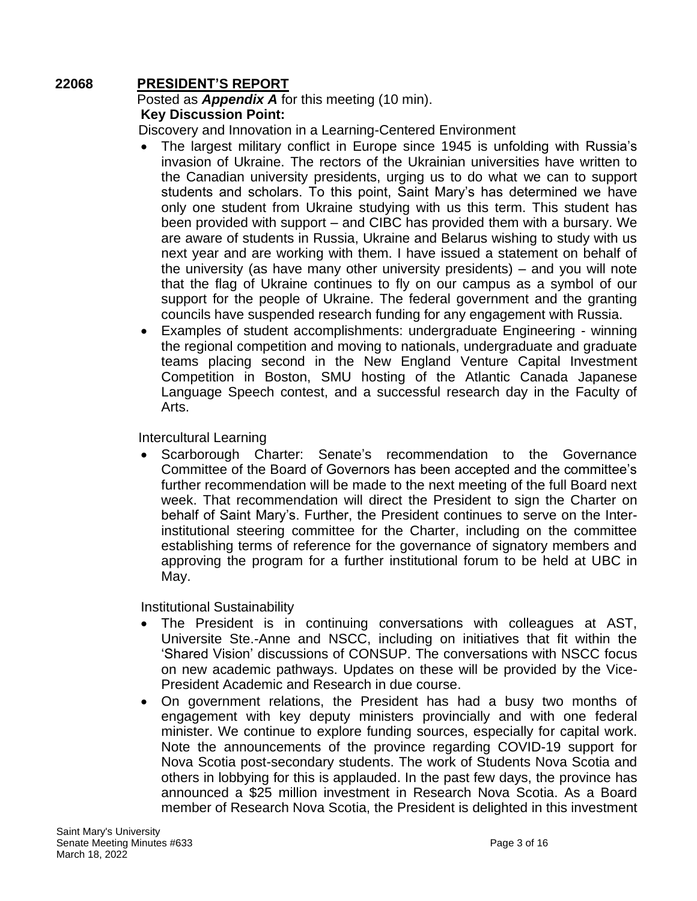## 22068 PRESIDENT'S REPORT

Posted as ***Appendix A*** for this meeting (10 min).

**Key Discussion Point:**

Discovery and Innovation in a Learning-Centered Environment

- The largest military conflict in Europe since 1945 is unfolding with Russia's invasion of Ukraine. The rectors of the Ukrainian universities have written to the Canadian university presidents, urging us to do what we can to support students and scholars. To this point, Saint Mary's has determined we have only one student from Ukraine studying with us this term. This student has been provided with support – and CIBC has provided them with a bursary. We are aware of students in Russia, Ukraine and Belarus wishing to study with us next year and are working with them. I have issued a statement on behalf of the university (as have many other university presidents) – and you will note that the flag of Ukraine continues to fly on our campus as a symbol of our support for the people of Ukraine. The federal government and the granting councils have suspended research funding for any engagement with Russia.
- Examples of student accomplishments: undergraduate Engineering - winning the regional competition and moving to nationals, undergraduate and graduate teams placing second in the New England Venture Capital Investment Competition in Boston, SMU hosting of the Atlantic Canada Japanese Language Speech contest, and a successful research day in the Faculty of Arts.

Intercultural Learning

- Scarborough Charter: Senate's recommendation to the Governance Committee of the Board of Governors has been accepted and the committee's further recommendation will be made to the next meeting of the full Board next week. That recommendation will direct the President to sign the Charter on behalf of Saint Mary's. Further, the President continues to serve on the Inter-institutional steering committee for the Charter, including on the committee establishing terms of reference for the governance of signatory members and approving the program for a further institutional forum to be held at UBC in May.

Institutional Sustainability

- The President is in continuing conversations with colleagues at AST, Universite Ste.-Anne and NSCC, including on initiatives that fit within the 'Shared Vision' discussions of CONSUP. The conversations with NSCC focus on new academic pathways. Updates on these will be provided by the Vice-President Academic and Research in due course.
- On government relations, the President has had a busy two months of engagement with key deputy ministers provincially and with one federal minister. We continue to explore funding sources, especially for capital work. Note the announcements of the province regarding COVID-19 support for Nova Scotia post-secondary students. The work of Students Nova Scotia and others in lobbying for this is applauded. In the past few days, the province has announced a $25 million investment in Research Nova Scotia. As a Board member of Research Nova Scotia, the President is delighted in this investment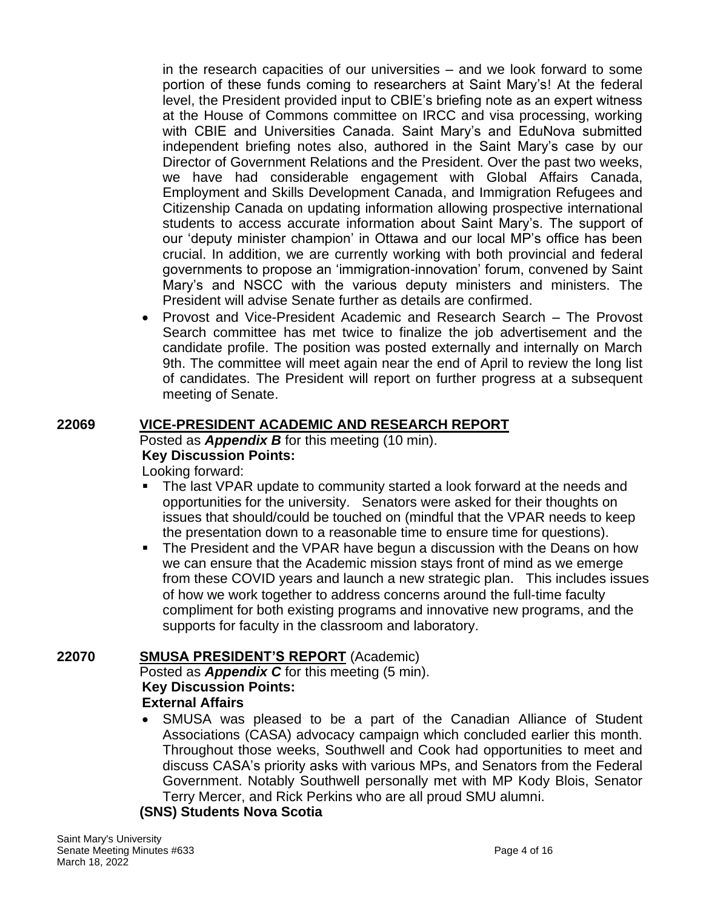in the research capacities of our universities – and we look forward to some portion of these funds coming to researchers at Saint Mary's! At the federal level, the President provided input to CBIE's briefing note as an expert witness at the House of Commons committee on IRCC and visa processing, working with CBIE and Universities Canada. Saint Mary's and EduNova submitted independent briefing notes also, authored in the Saint Mary's case by our Director of Government Relations and the President. Over the past two weeks, we have had considerable engagement with Global Affairs Canada, Employment and Skills Development Canada, and Immigration Refugees and Citizenship Canada on updating information allowing prospective international students to access accurate information about Saint Mary's. The support of our 'deputy minister champion' in Ottawa and our local MP's office has been crucial. In addition, we are currently working with both provincial and federal governments to propose an 'immigration-innovation' forum, convened by Saint Mary's and NSCC with the various deputy ministers and ministers. The President will advise Senate further as details are confirmed.

- Provost and Vice-President Academic and Research Search – The Provost Search committee has met twice to finalize the job advertisement and the candidate profile. The position was posted externally and internally on March 9th. The committee will meet again near the end of April to review the long list of candidates. The President will report on further progress at a subsequent meeting of Senate.

## 22069 VICE-PRESIDENT ACADEMIC AND RESEARCH REPORT

Posted as ***Appendix B*** for this meeting (10 min).

**Key Discussion Points:**

Looking forward:

- The last VPAR update to community started a look forward at the needs and opportunities for the university. Senators were asked for their thoughts on issues that should/could be touched on (mindful that the VPAR needs to keep the presentation down to a reasonable time to ensure time for questions).
- The President and the VPAR have begun a discussion with the Deans on how we can ensure that the Academic mission stays front of mind as we emerge from these COVID years and launch a new strategic plan. This includes issues of how we work together to address concerns around the full-time faculty compliment for both existing programs and innovative new programs, and the supports for faculty in the classroom and laboratory.

## 22070 SMUSA PRESIDENT'S REPORT (Academic)

Posted as ***Appendix C*** for this meeting (5 min).

**Key Discussion Points:**

**External Affairs**

- SMUSA was pleased to be a part of the Canadian Alliance of Student Associations (CASA) advocacy campaign which concluded earlier this month. Throughout those weeks, Southwell and Cook had opportunities to meet and discuss CASA's priority asks with various MPs, and Senators from the Federal Government. Notably Southwell personally met with MP Kody Blois, Senator Terry Mercer, and Rick Perkins who are all proud SMU alumni.

**(SNS) Students Nova Scotia**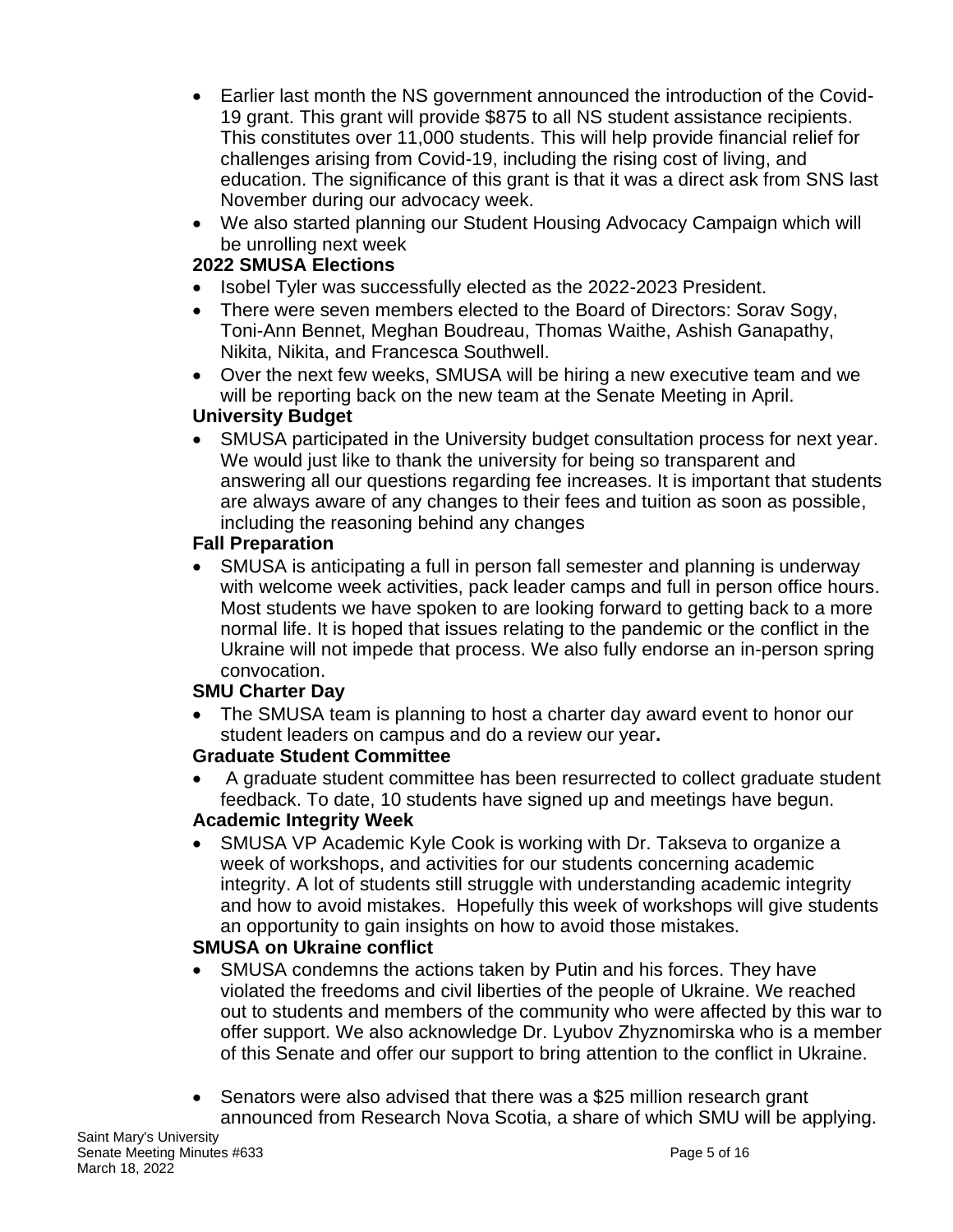- Earlier last month the NS government announced the introduction of the Covid-19 grant. This grant will provide $875 to all NS student assistance recipients. This constitutes over 11,000 students. This will help provide financial relief for challenges arising from Covid-19, including the rising cost of living, and education. The significance of this grant is that it was a direct ask from SNS last November during our advocacy week.
- We also started planning our Student Housing Advocacy Campaign which will be unrolling next week

**2022 SMUSA Elections**

- Isobel Tyler was successfully elected as the 2022-2023 President.
- There were seven members elected to the Board of Directors: Sorav Sogy, Toni-Ann Bennet, Meghan Boudreau, Thomas Waithe, Ashish Ganapathy, Nikita, Nikita, and Francesca Southwell.
- Over the next few weeks, SMUSA will be hiring a new executive team and we will be reporting back on the new team at the Senate Meeting in April.

**University Budget**

- SMUSA participated in the University budget consultation process for next year. We would just like to thank the university for being so transparent and answering all our questions regarding fee increases. It is important that students are always aware of any changes to their fees and tuition as soon as possible, including the reasoning behind any changes

**Fall Preparation**

- SMUSA is anticipating a full in person fall semester and planning is underway with welcome week activities, pack leader camps and full in person office hours. Most students we have spoken to are looking forward to getting back to a more normal life. It is hoped that issues relating to the pandemic or the conflict in the Ukraine will not impede that process. We also fully endorse an in-person spring convocation.

**SMU Charter Day**

- The SMUSA team is planning to host a charter day award event to honor our student leaders on campus and do a review our year**.**

**Graduate Student Committee**

- A graduate student committee has been resurrected to collect graduate student feedback. To date, 10 students have signed up and meetings have begun.

**Academic Integrity Week**

- SMUSA VP Academic Kyle Cook is working with Dr. Takseva to organize a week of workshops, and activities for our students concerning academic integrity. A lot of students still struggle with understanding academic integrity and how to avoid mistakes. Hopefully this week of workshops will give students an opportunity to gain insights on how to avoid those mistakes.

**SMUSA on Ukraine conflict**

- SMUSA condemns the actions taken by Putin and his forces. They have violated the freedoms and civil liberties of the people of Ukraine. We reached out to students and members of the community who were affected by this war to offer support. We also acknowledge Dr. Lyubov Zhyznomirska who is a member of this Senate and offer our support to bring attention to the conflict in Ukraine.

- Senators were also advised that there was a $25 million research grant announced from Research Nova Scotia, a share of which SMU will be applying.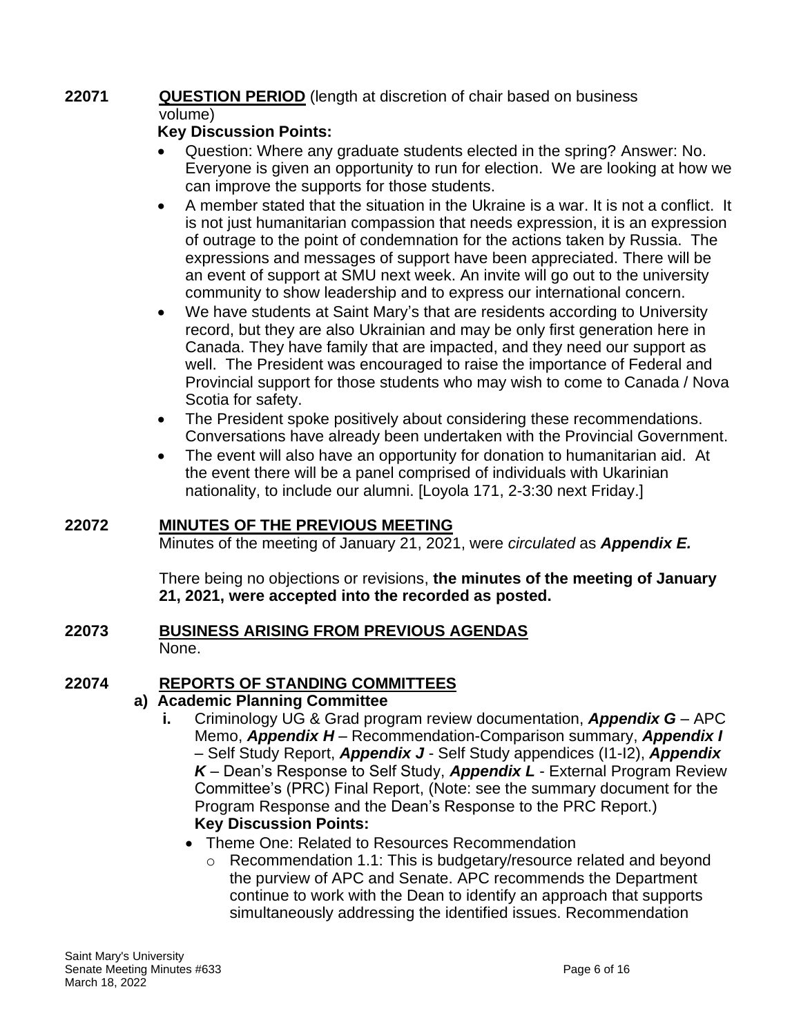**22071 QUESTION PERIOD** (length at discretion of chair based on business volume)

**Key Discussion Points:**

- Question: Where any graduate students elected in the spring? Answer: No. Everyone is given an opportunity to run for election. We are looking at how we can improve the supports for those students.
- A member stated that the situation in the Ukraine is a war. It is not a conflict. It is not just humanitarian compassion that needs expression, it is an expression of outrage to the point of condemnation for the actions taken by Russia. The expressions and messages of support have been appreciated. There will be an event of support at SMU next week. An invite will go out to the university community to show leadership and to express our international concern.
- We have students at Saint Mary's that are residents according to University record, but they are also Ukrainian and may be only first generation here in Canada. They have family that are impacted, and they need our support as well. The President was encouraged to raise the importance of Federal and Provincial support for those students who may wish to come to Canada / Nova Scotia for safety.
- The President spoke positively about considering these recommendations. Conversations have already been undertaken with the Provincial Government.
- The event will also have an opportunity for donation to humanitarian aid. At the event there will be a panel comprised of individuals with Ukarinian nationality, to include our alumni. [Loyola 171, 2-3:30 next Friday.]

**22072 MINUTES OF THE PREVIOUS MEETING**

Minutes of the meeting of January 21, 2021, were *circulated* as ***Appendix E.***

There being no objections or revisions, **the minutes of the meeting of January 21, 2021, were accepted into the recorded as posted.**

**22073 BUSINESS ARISING FROM PREVIOUS AGENDAS**

None.

**22074 REPORTS OF STANDING COMMITTEES**

**a) Academic Planning Committee**

**i.** Criminology UG & Grad program review documentation, ***Appendix G*** – APC Memo, ***Appendix H*** – Recommendation-Comparison summary, ***Appendix I*** – Self Study Report, ***Appendix J*** - Self Study appendices (I1-I2), ***Appendix K*** – Dean's Response to Self Study, ***Appendix L*** - External Program Review Committee's (PRC) Final Report, (Note: see the summary document for the Program Response and the Dean's Response to the PRC Report.)

**Key Discussion Points:**

- Theme One: Related to Resources Recommendation
  - Recommendation 1.1: This is budgetary/resource related and beyond the purview of APC and Senate. APC recommends the Department continue to work with the Dean to identify an approach that supports simultaneously addressing the identified issues. Recommendation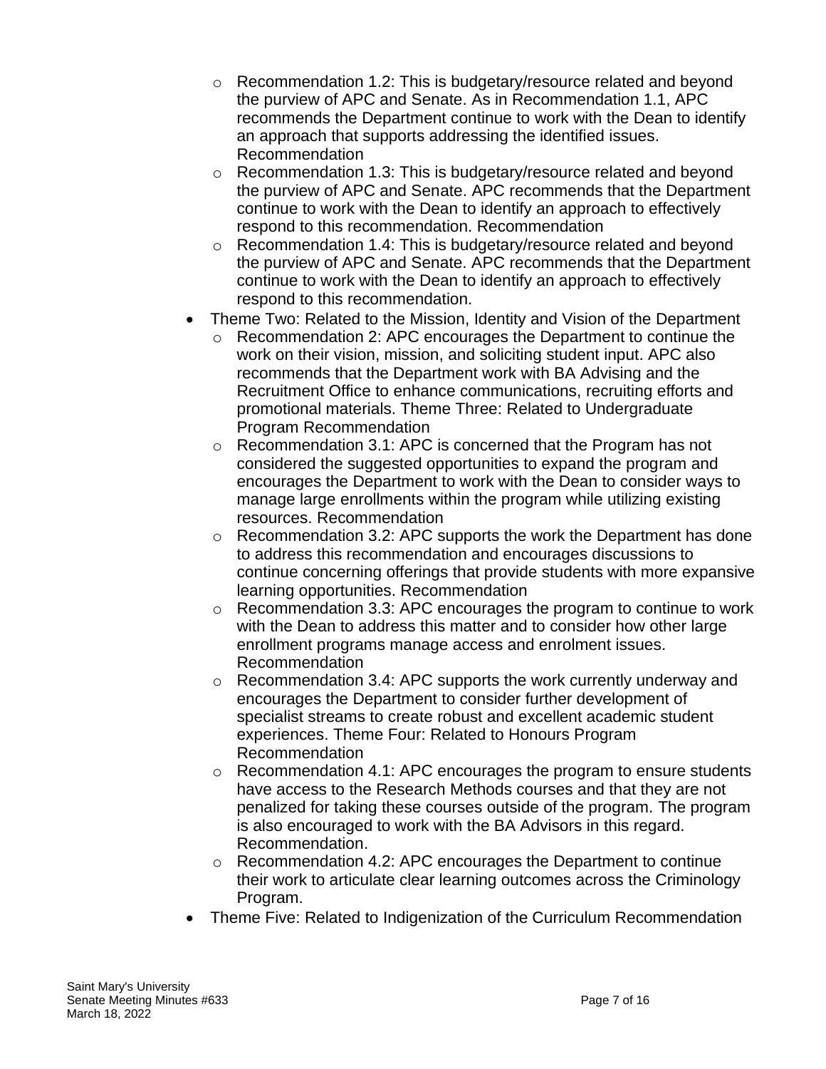- Recommendation 1.2: This is budgetary/resource related and beyond the purview of APC and Senate. As in Recommendation 1.1, APC recommends the Department continue to work with the Dean to identify an approach that supports addressing the identified issues. Recommendation
  - Recommendation 1.3: This is budgetary/resource related and beyond the purview of APC and Senate. APC recommends that the Department continue to work with the Dean to identify an approach to effectively respond to this recommendation. Recommendation
  - Recommendation 1.4: This is budgetary/resource related and beyond the purview of APC and Senate. APC recommends that the Department continue to work with the Dean to identify an approach to effectively respond to this recommendation.
- Theme Two: Related to the Mission, Identity and Vision of the Department
  - Recommendation 2: APC encourages the Department to continue the work on their vision, mission, and soliciting student input. APC also recommends that the Department work with BA Advising and the Recruitment Office to enhance communications, recruiting efforts and promotional materials. Theme Three: Related to Undergraduate Program Recommendation
  - Recommendation 3.1: APC is concerned that the Program has not considered the suggested opportunities to expand the program and encourages the Department to work with the Dean to consider ways to manage large enrollments within the program while utilizing existing resources. Recommendation
  - Recommendation 3.2: APC supports the work the Department has done to address this recommendation and encourages discussions to continue concerning offerings that provide students with more expansive learning opportunities. Recommendation
  - Recommendation 3.3: APC encourages the program to continue to work with the Dean to address this matter and to consider how other large enrollment programs manage access and enrolment issues. Recommendation
  - Recommendation 3.4: APC supports the work currently underway and encourages the Department to consider further development of specialist streams to create robust and excellent academic student experiences. Theme Four: Related to Honours Program Recommendation
  - Recommendation 4.1: APC encourages the program to ensure students have access to the Research Methods courses and that they are not penalized for taking these courses outside of the program. The program is also encouraged to work with the BA Advisors in this regard. Recommendation.
  - Recommendation 4.2: APC encourages the Department to continue their work to articulate clear learning outcomes across the Criminology Program.
- Theme Five: Related to Indigenization of the Curriculum Recommendation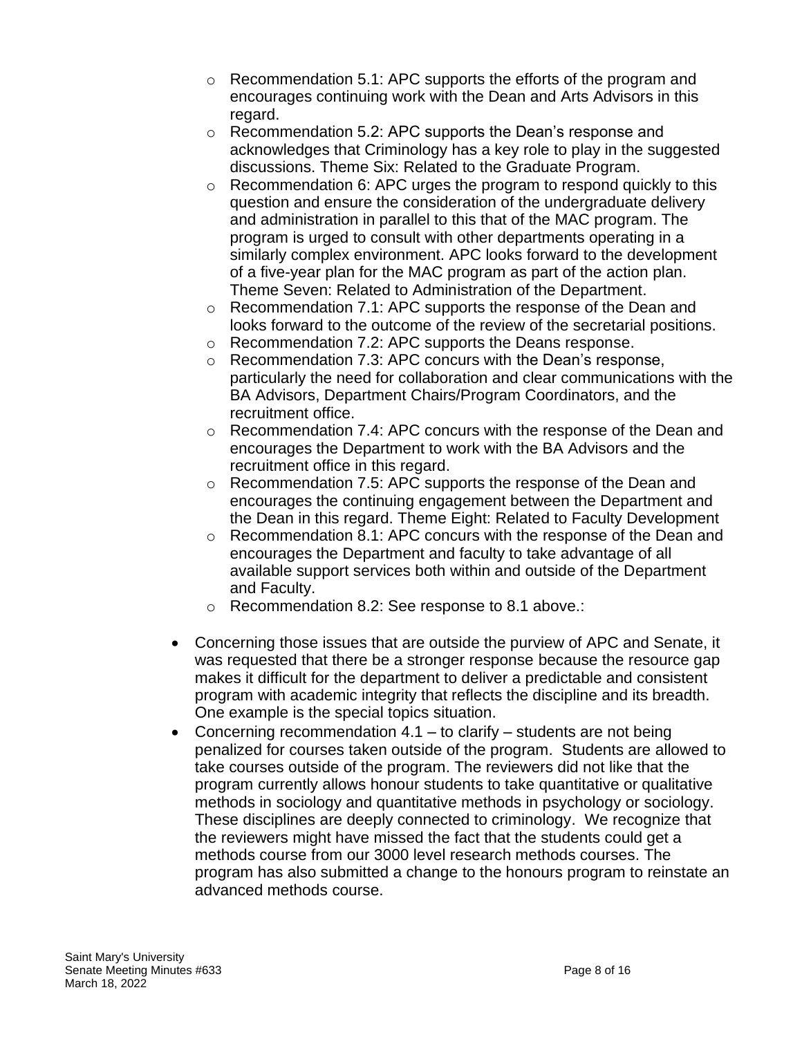- Recommendation 5.1: APC supports the efforts of the program and encourages continuing work with the Dean and Arts Advisors in this regard.
  - Recommendation 5.2: APC supports the Dean's response and acknowledges that Criminology has a key role to play in the suggested discussions. Theme Six: Related to the Graduate Program.
  - Recommendation 6: APC urges the program to respond quickly to this question and ensure the consideration of the undergraduate delivery and administration in parallel to this that of the MAC program. The program is urged to consult with other departments operating in a similarly complex environment. APC looks forward to the development of a five-year plan for the MAC program as part of the action plan. Theme Seven: Related to Administration of the Department.
  - Recommendation 7.1: APC supports the response of the Dean and looks forward to the outcome of the review of the secretarial positions.
  - Recommendation 7.2: APC supports the Deans response.
  - Recommendation 7.3: APC concurs with the Dean's response, particularly the need for collaboration and clear communications with the BA Advisors, Department Chairs/Program Coordinators, and the recruitment office.
  - Recommendation 7.4: APC concurs with the response of the Dean and encourages the Department to work with the BA Advisors and the recruitment office in this regard.
  - Recommendation 7.5: APC supports the response of the Dean and encourages the continuing engagement between the Department and the Dean in this regard. Theme Eight: Related to Faculty Development
  - Recommendation 8.1: APC concurs with the response of the Dean and encourages the Department and faculty to take advantage of all available support services both within and outside of the Department and Faculty.
  - Recommendation 8.2: See response to 8.1 above.:

- Concerning those issues that are outside the purview of APC and Senate, it was requested that there be a stronger response because the resource gap makes it difficult for the department to deliver a predictable and consistent program with academic integrity that reflects the discipline and its breadth. One example is the special topics situation.
- Concerning recommendation 4.1 – to clarify – students are not being penalized for courses taken outside of the program. Students are allowed to take courses outside of the program. The reviewers did not like that the program currently allows honour students to take quantitative or qualitative methods in sociology and quantitative methods in psychology or sociology. These disciplines are deeply connected to criminology. We recognize that the reviewers might have missed the fact that the students could get a methods course from our 3000 level research methods courses. The program has also submitted a change to the honours program to reinstate an advanced methods course.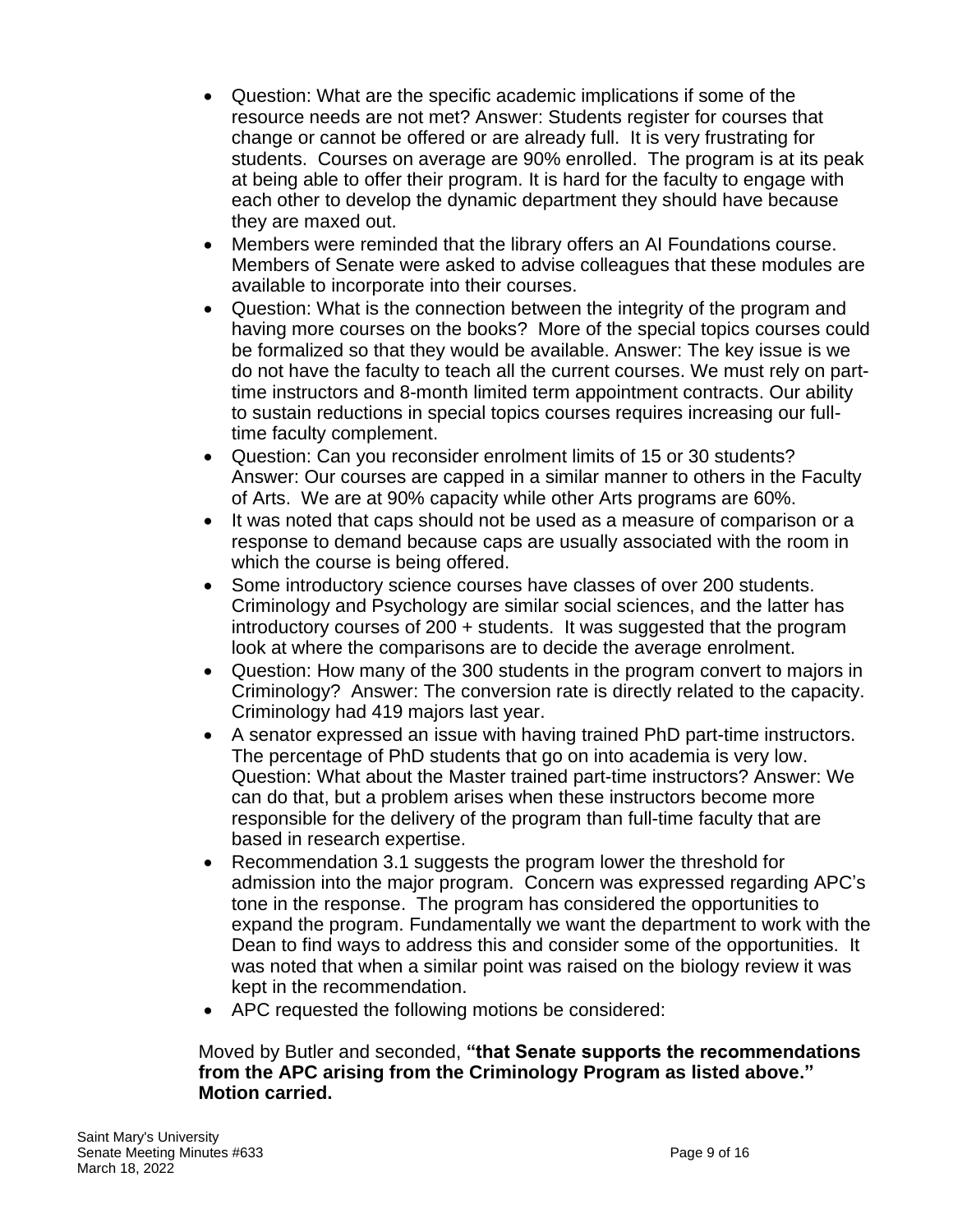- Question: What are the specific academic implications if some of the resource needs are not met? Answer: Students register for courses that change or cannot be offered or are already full. It is very frustrating for students. Courses on average are 90% enrolled. The program is at its peak at being able to offer their program. It is hard for the faculty to engage with each other to develop the dynamic department they should have because they are maxed out.
- Members were reminded that the library offers an AI Foundations course. Members of Senate were asked to advise colleagues that these modules are available to incorporate into their courses.
- Question: What is the connection between the integrity of the program and having more courses on the books? More of the special topics courses could be formalized so that they would be available. Answer: The key issue is we do not have the faculty to teach all the current courses. We must rely on part-time instructors and 8-month limited term appointment contracts. Our ability to sustain reductions in special topics courses requires increasing our full-time faculty complement.
- Question: Can you reconsider enrolment limits of 15 or 30 students? Answer: Our courses are capped in a similar manner to others in the Faculty of Arts. We are at 90% capacity while other Arts programs are 60%.
- It was noted that caps should not be used as a measure of comparison or a response to demand because caps are usually associated with the room in which the course is being offered.
- Some introductory science courses have classes of over 200 students. Criminology and Psychology are similar social sciences, and the latter has introductory courses of 200 + students. It was suggested that the program look at where the comparisons are to decide the average enrolment.
- Question: How many of the 300 students in the program convert to majors in Criminology? Answer: The conversion rate is directly related to the capacity. Criminology had 419 majors last year.
- A senator expressed an issue with having trained PhD part-time instructors. The percentage of PhD students that go on into academia is very low. Question: What about the Master trained part-time instructors? Answer: We can do that, but a problem arises when these instructors become more responsible for the delivery of the program than full-time faculty that are based in research expertise.
- Recommendation 3.1 suggests the program lower the threshold for admission into the major program. Concern was expressed regarding APC's tone in the response. The program has considered the opportunities to expand the program. Fundamentally we want the department to work with the Dean to find ways to address this and consider some of the opportunities. It was noted that when a similar point was raised on the biology review it was kept in the recommendation.
- APC requested the following motions be considered:

Moved by Butler and seconded, **"that Senate supports the recommendations from the APC arising from the Criminology Program as listed above." Motion carried.**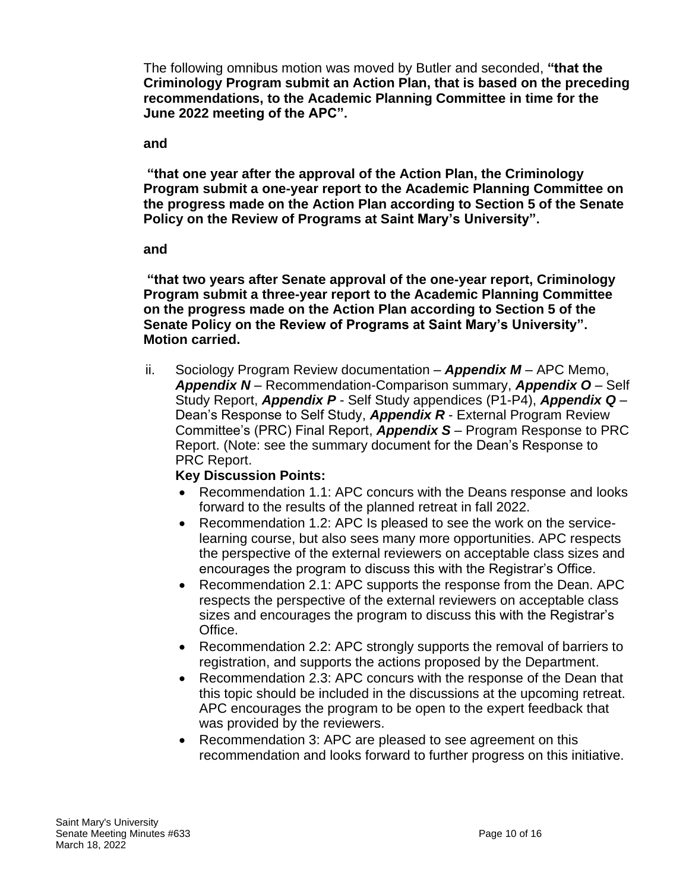The following omnibus motion was moved by Butler and seconded, **"that the Criminology Program submit an Action Plan, that is based on the preceding recommendations, to the Academic Planning Committee in time for the June 2022 meeting of the APC".**

**and**

**"that one year after the approval of the Action Plan, the Criminology Program submit a one-year report to the Academic Planning Committee on the progress made on the Action Plan according to Section 5 of the Senate Policy on the Review of Programs at Saint Mary's University".**

**and**

**"that two years after Senate approval of the one-year report, Criminology Program submit a three-year report to the Academic Planning Committee on the progress made on the Action Plan according to Section 5 of the Senate Policy on the Review of Programs at Saint Mary's University". Motion carried.**

ii. Sociology Program Review documentation – ***Appendix M*** – APC Memo, ***Appendix N*** – Recommendation-Comparison summary, ***Appendix O*** – Self Study Report, ***Appendix P*** - Self Study appendices (P1-P4), ***Appendix Q*** – Dean's Response to Self Study, ***Appendix R*** - External Program Review Committee's (PRC) Final Report, ***Appendix S*** – Program Response to PRC Report. (Note: see the summary document for the Dean's Response to PRC Report.

**Key Discussion Points:**

- Recommendation 1.1: APC concurs with the Deans response and looks forward to the results of the planned retreat in fall 2022.
- Recommendation 1.2: APC Is pleased to see the work on the service-learning course, but also sees many more opportunities. APC respects the perspective of the external reviewers on acceptable class sizes and encourages the program to discuss this with the Registrar's Office.
- Recommendation 2.1: APC supports the response from the Dean. APC respects the perspective of the external reviewers on acceptable class sizes and encourages the program to discuss this with the Registrar's Office.
- Recommendation 2.2: APC strongly supports the removal of barriers to registration, and supports the actions proposed by the Department.
- Recommendation 2.3: APC concurs with the response of the Dean that this topic should be included in the discussions at the upcoming retreat. APC encourages the program to be open to the expert feedback that was provided by the reviewers.
- Recommendation 3: APC are pleased to see agreement on this recommendation and looks forward to further progress on this initiative.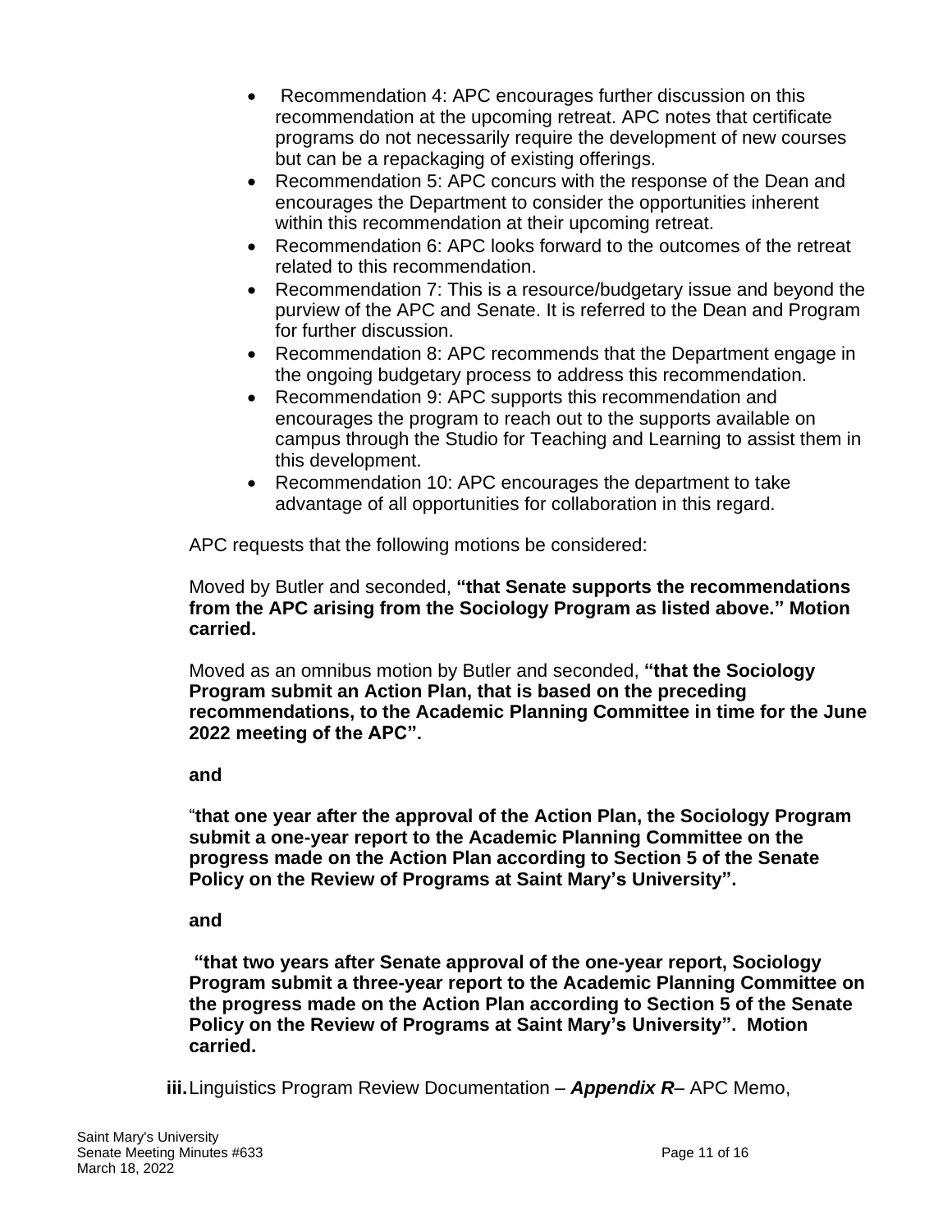- Recommendation 4: APC encourages further discussion on this recommendation at the upcoming retreat. APC notes that certificate programs do not necessarily require the development of new courses but can be a repackaging of existing offerings.
- Recommendation 5: APC concurs with the response of the Dean and encourages the Department to consider the opportunities inherent within this recommendation at their upcoming retreat.
- Recommendation 6: APC looks forward to the outcomes of the retreat related to this recommendation.
- Recommendation 7: This is a resource/budgetary issue and beyond the purview of the APC and Senate. It is referred to the Dean and Program for further discussion.
- Recommendation 8: APC recommends that the Department engage in the ongoing budgetary process to address this recommendation.
- Recommendation 9: APC supports this recommendation and encourages the program to reach out to the supports available on campus through the Studio for Teaching and Learning to assist them in this development.
- Recommendation 10: APC encourages the department to take advantage of all opportunities for collaboration in this regard.

APC requests that the following motions be considered:

Moved by Butler and seconded, **"that Senate supports the recommendations from the APC arising from the Sociology Program as listed above." Motion carried.**

Moved as an omnibus motion by Butler and seconded, **"that the Sociology Program submit an Action Plan, that is based on the preceding recommendations, to the Academic Planning Committee in time for the June 2022 meeting of the APC".**

**and**

"**that one year after the approval of the Action Plan, the Sociology Program submit a one-year report to the Academic Planning Committee on the progress made on the Action Plan according to Section 5 of the Senate Policy on the Review of Programs at Saint Mary's University".**

**and**

**"that two years after Senate approval of the one-year report, Sociology Program submit a three-year report to the Academic Planning Committee on the progress made on the Action Plan according to Section 5 of the Senate Policy on the Review of Programs at Saint Mary's University". Motion carried.**

**iii.** Linguistics Program Review Documentation – ***Appendix R***– APC Memo,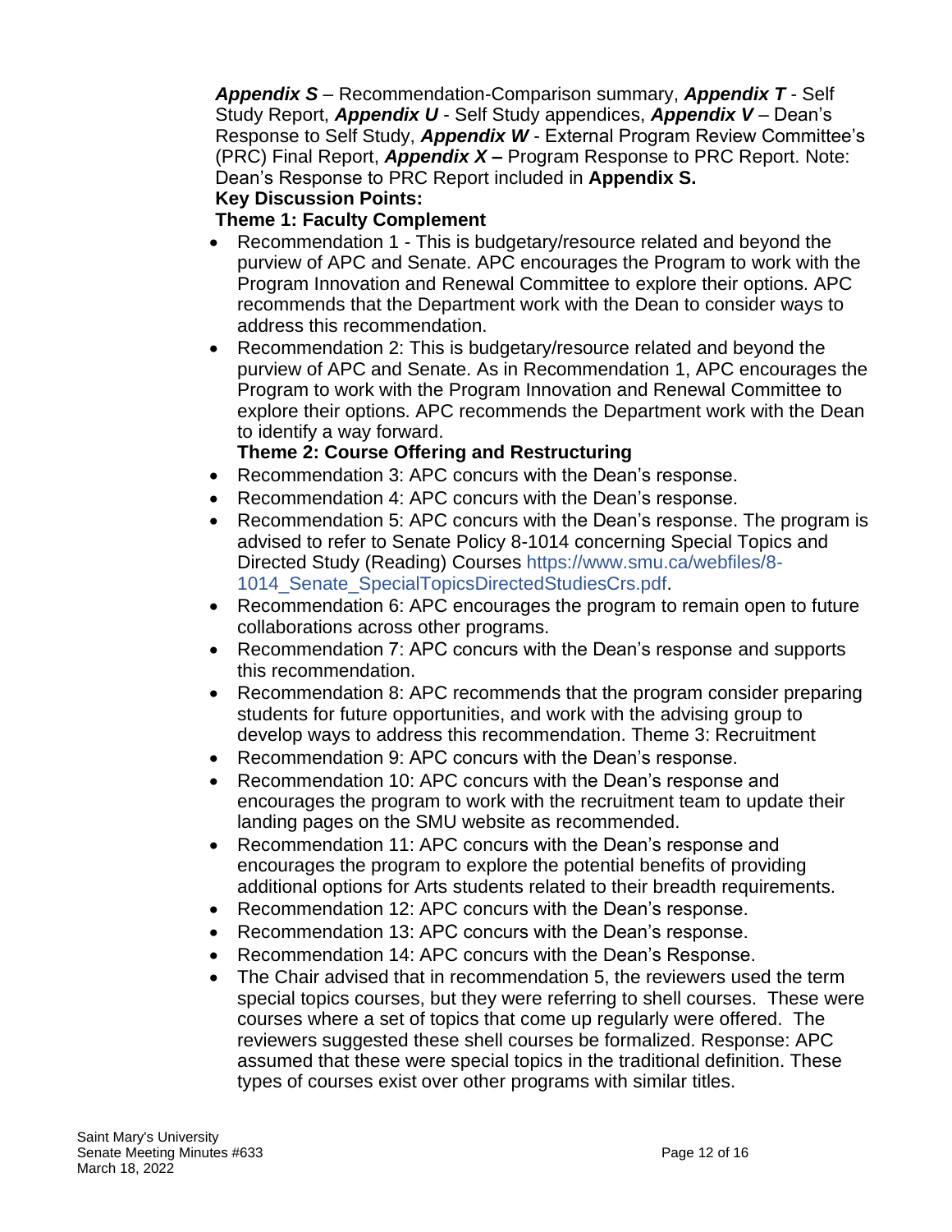***Appendix S*** – Recommendation-Comparison summary, ***Appendix T*** - Self Study Report, ***Appendix U*** - Self Study appendices, ***Appendix V*** – Dean's Response to Self Study, ***Appendix W*** - External Program Review Committee's (PRC) Final Report, ***Appendix X –*** Program Response to PRC Report. Note: Dean's Response to PRC Report included in **Appendix S.**

**Key Discussion Points:**

**Theme 1: Faculty Complement**

- Recommendation 1 - This is budgetary/resource related and beyond the purview of APC and Senate. APC encourages the Program to work with the Program Innovation and Renewal Committee to explore their options. APC recommends that the Department work with the Dean to consider ways to address this recommendation.
- Recommendation 2: This is budgetary/resource related and beyond the purview of APC and Senate. As in Recommendation 1, APC encourages the Program to work with the Program Innovation and Renewal Committee to explore their options. APC recommends the Department work with the Dean to identify a way forward.

  **Theme 2: Course Offering and Restructuring**
- Recommendation 3: APC concurs with the Dean's response.
- Recommendation 4: APC concurs with the Dean's response.
- Recommendation 5: APC concurs with the Dean's response. The program is advised to refer to Senate Policy 8-1014 concerning Special Topics and Directed Study (Reading) Courses https://www.smu.ca/webfiles/8-1014_Senate_SpecialTopicsDirectedStudiesCrs.pdf.
- Recommendation 6: APC encourages the program to remain open to future collaborations across other programs.
- Recommendation 7: APC concurs with the Dean's response and supports this recommendation.
- Recommendation 8: APC recommends that the program consider preparing students for future opportunities, and work with the advising group to develop ways to address this recommendation. Theme 3: Recruitment
- Recommendation 9: APC concurs with the Dean's response.
- Recommendation 10: APC concurs with the Dean's response and encourages the program to work with the recruitment team to update their landing pages on the SMU website as recommended.
- Recommendation 11: APC concurs with the Dean's response and encourages the program to explore the potential benefits of providing additional options for Arts students related to their breadth requirements.
- Recommendation 12: APC concurs with the Dean's response.
- Recommendation 13: APC concurs with the Dean's response.
- Recommendation 14: APC concurs with the Dean's Response.
- The Chair advised that in recommendation 5, the reviewers used the term special topics courses, but they were referring to shell courses. These were courses where a set of topics that come up regularly were offered. The reviewers suggested these shell courses be formalized. Response: APC assumed that these were special topics in the traditional definition. These types of courses exist over other programs with similar titles.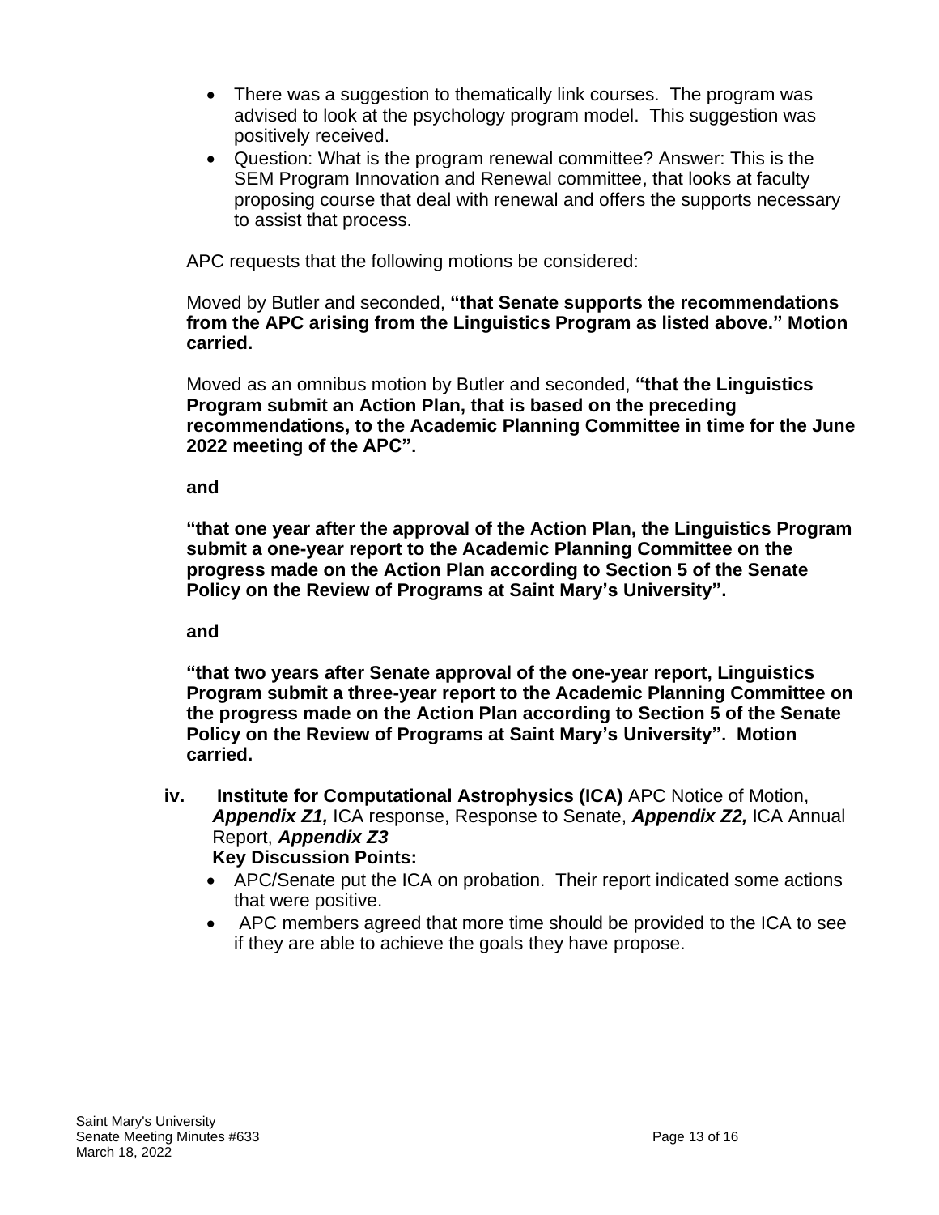- There was a suggestion to thematically link courses. The program was advised to look at the psychology program model. This suggestion was positively received.
- Question: What is the program renewal committee? Answer: This is the SEM Program Innovation and Renewal committee, that looks at faculty proposing course that deal with renewal and offers the supports necessary to assist that process.

APC requests that the following motions be considered:

Moved by Butler and seconded, **"that Senate supports the recommendations from the APC arising from the Linguistics Program as listed above." Motion carried.**

Moved as an omnibus motion by Butler and seconded, **"that the Linguistics Program submit an Action Plan, that is based on the preceding recommendations, to the Academic Planning Committee in time for the June 2022 meeting of the APC".**

**and**

**"that one year after the approval of the Action Plan, the Linguistics Program submit a one-year report to the Academic Planning Committee on the progress made on the Action Plan according to Section 5 of the Senate Policy on the Review of Programs at Saint Mary's University".**

**and**

**"that two years after Senate approval of the one-year report, Linguistics Program submit a three-year report to the Academic Planning Committee on the progress made on the Action Plan according to Section 5 of the Senate Policy on the Review of Programs at Saint Mary's University". Motion carried.**

**iv. Institute for Computational Astrophysics (ICA)** APC Notice of Motion, ***Appendix Z1,*** ICA response, Response to Senate, ***Appendix Z2,*** ICA Annual Report, ***Appendix Z3***

**Key Discussion Points:**

- APC/Senate put the ICA on probation. Their report indicated some actions that were positive.
- APC members agreed that more time should be provided to the ICA to see if they are able to achieve the goals they have propose.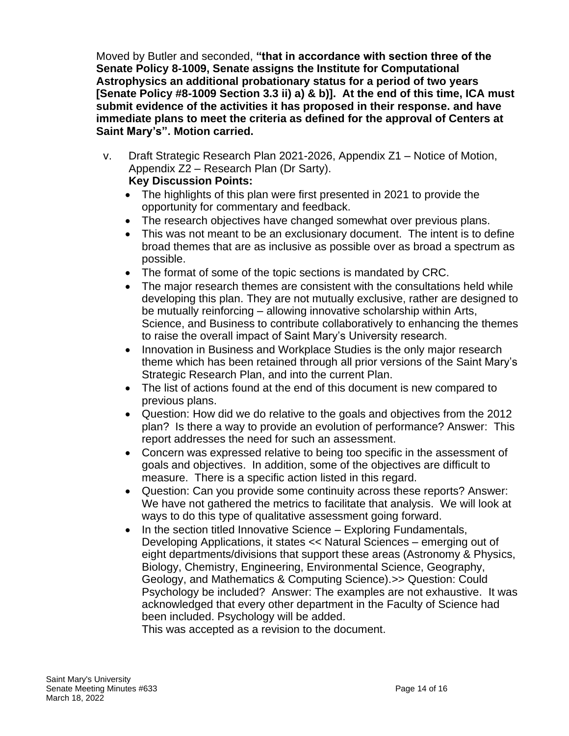Moved by Butler and seconded, **"that in accordance with section three of the Senate Policy 8-1009, Senate assigns the Institute for Computational Astrophysics an additional probationary status for a period of two years [Senate Policy #8-1009 Section 3.3 ii) a) & b)]. At the end of this time, ICA must submit evidence of the activities it has proposed in their response. and have immediate plans to meet the criteria as defined for the approval of Centers at Saint Mary's". Motion carried.**

v. Draft Strategic Research Plan 2021-2026, Appendix Z1 – Notice of Motion, Appendix Z2 – Research Plan (Dr Sarty).

**Key Discussion Points:**

- The highlights of this plan were first presented in 2021 to provide the opportunity for commentary and feedback.
- The research objectives have changed somewhat over previous plans.
- This was not meant to be an exclusionary document. The intent is to define broad themes that are as inclusive as possible over as broad a spectrum as possible.
- The format of some of the topic sections is mandated by CRC.
- The major research themes are consistent with the consultations held while developing this plan. They are not mutually exclusive, rather are designed to be mutually reinforcing – allowing innovative scholarship within Arts, Science, and Business to contribute collaboratively to enhancing the themes to raise the overall impact of Saint Mary's University research.
- Innovation in Business and Workplace Studies is the only major research theme which has been retained through all prior versions of the Saint Mary's Strategic Research Plan, and into the current Plan.
- The list of actions found at the end of this document is new compared to previous plans.
- Question: How did we do relative to the goals and objectives from the 2012 plan? Is there a way to provide an evolution of performance? Answer: This report addresses the need for such an assessment.
- Concern was expressed relative to being too specific in the assessment of goals and objectives. In addition, some of the objectives are difficult to measure. There is a specific action listed in this regard.
- Question: Can you provide some continuity across these reports? Answer: We have not gathered the metrics to facilitate that analysis. We will look at ways to do this type of qualitative assessment going forward.
- In the section titled Innovative Science – Exploring Fundamentals, Developing Applications, it states << Natural Sciences – emerging out of eight departments/divisions that support these areas (Astronomy & Physics, Biology, Chemistry, Engineering, Environmental Science, Geography, Geology, and Mathematics & Computing Science).>> Question: Could Psychology be included? Answer: The examples are not exhaustive. It was acknowledged that every other department in the Faculty of Science had been included. Psychology will be added.

  This was accepted as a revision to the document.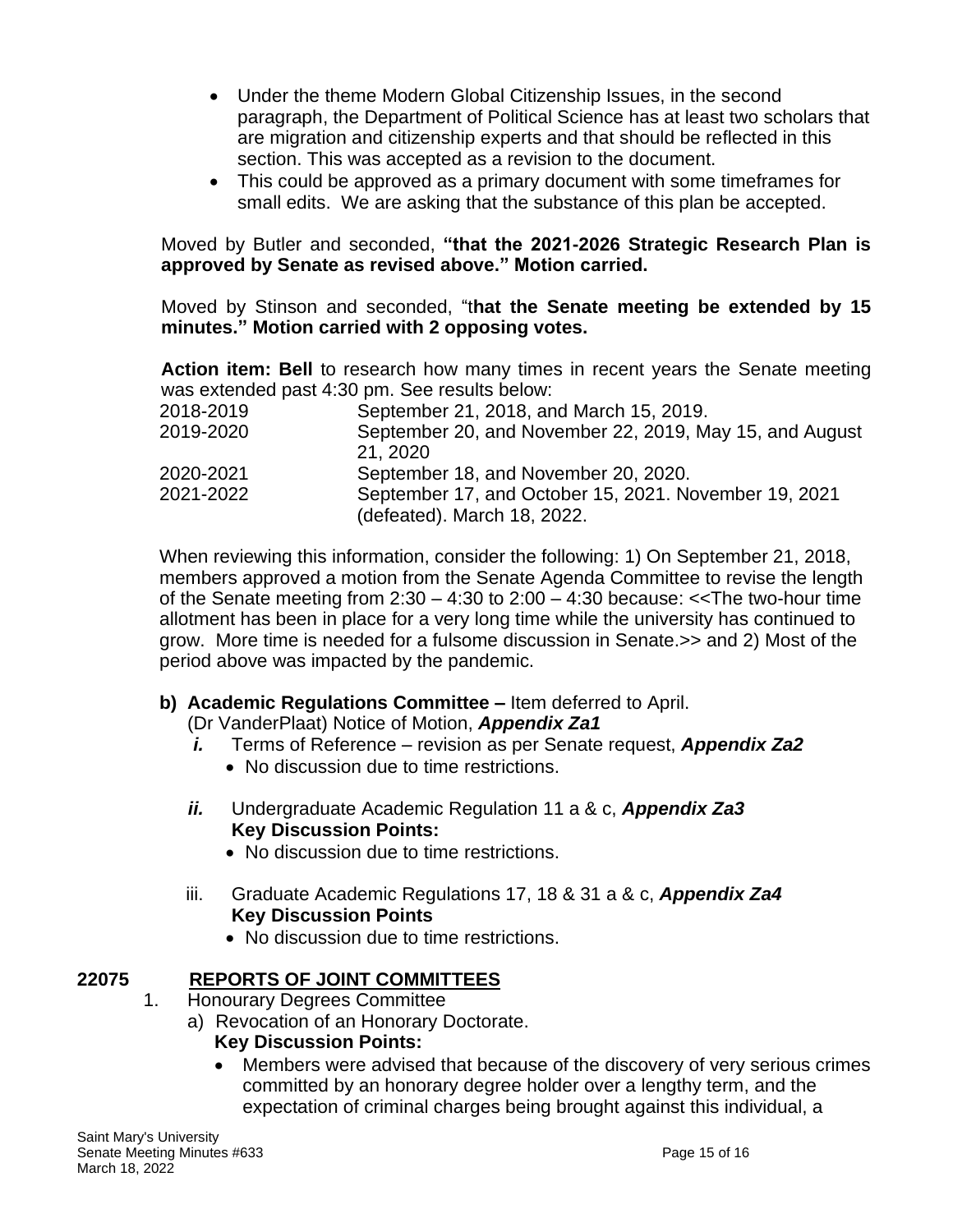- Under the theme Modern Global Citizenship Issues, in the second paragraph, the Department of Political Science has at least two scholars that are migration and citizenship experts and that should be reflected in this section. This was accepted as a revision to the document.
- This could be approved as a primary document with some timeframes for small edits. We are asking that the substance of this plan be accepted.

Moved by Butler and seconded, **"that the 2021-2026 Strategic Research Plan is approved by Senate as revised above." Motion carried.**

Moved by Stinson and seconded, "t**hat the Senate meeting be extended by 15 minutes." Motion carried with 2 opposing votes.**

**Action item: Bell** to research how many times in recent years the Senate meeting was extended past 4:30 pm. See results below:

| | |
|---|---|
| 2018-2019 | September 21, 2018, and March 15, 2019. |
| 2019-2020 | September 20, and November 22, 2019, May 15, and August 21, 2020 |
| 2020-2021 | September 18, and November 20, 2020. |
| 2021-2022 | September 17, and October 15, 2021. November 19, 2021 (defeated). March 18, 2022. |

When reviewing this information, consider the following: 1) On September 21, 2018, members approved a motion from the Senate Agenda Committee to revise the length of the Senate meeting from 2:30 – 4:30 to 2:00 – 4:30 because: <<The two-hour time allotment has been in place for a very long time while the university has continued to grow. More time is needed for a fulsome discussion in Senate.>> and 2) Most of the period above was impacted by the pandemic.

**b) Academic Regulations Committee –** Item deferred to April.
(Dr VanderPlaat) Notice of Motion, ***Appendix Za1***

***i.*** Terms of Reference – revision as per Senate request, ***Appendix Za2***
- No discussion due to time restrictions.

***ii.*** Undergraduate Academic Regulation 11 a & c, ***Appendix Za3***
**Key Discussion Points:**
- No discussion due to time restrictions.

iii. Graduate Academic Regulations 17, 18 & 31 a & c, ***Appendix Za4***
**Key Discussion Points**
- No discussion due to time restrictions.

## 22075 REPORTS OF JOINT COMMITTEES

1. Honourary Degrees Committee
   a) Revocation of an Honorary Doctorate.
   **Key Discussion Points:**
   - Members were advised that because of the discovery of very serious crimes committed by an honorary degree holder over a lengthy term, and the expectation of criminal charges being brought against this individual, a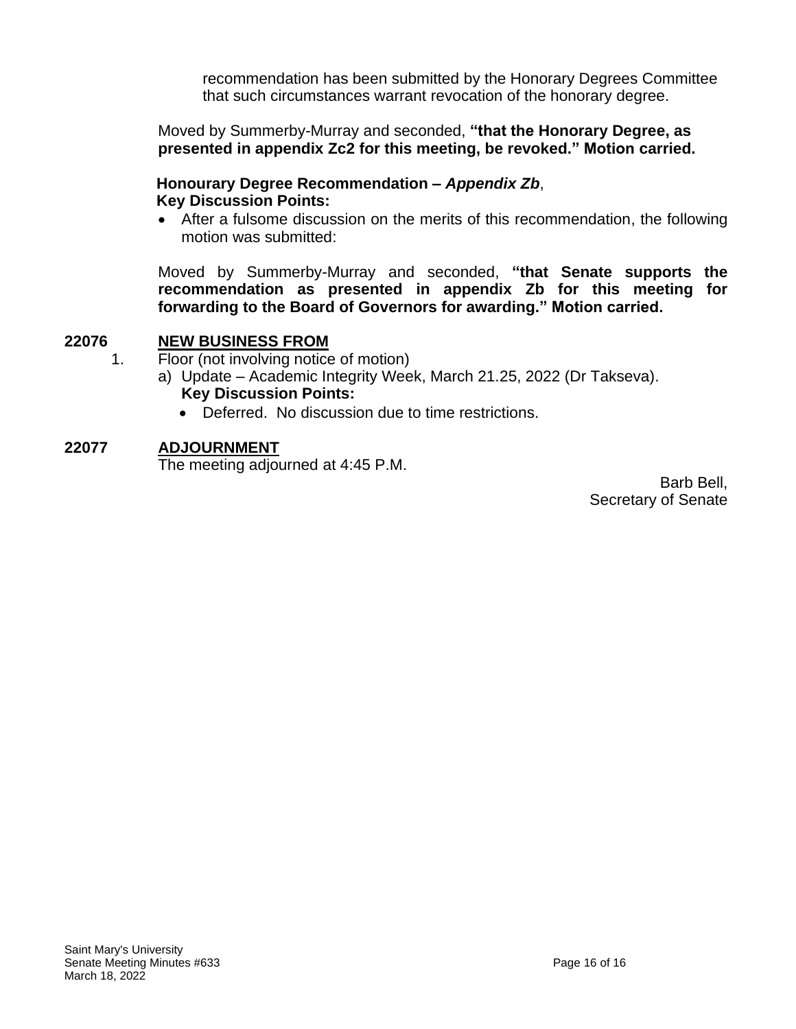recommendation has been submitted by the Honorary Degrees Committee that such circumstances warrant revocation of the honorary degree.

Moved by Summerby-Murray and seconded, **"that the Honorary Degree, as presented in appendix Zc2 for this meeting, be revoked." Motion carried.**

**Honourary Degree Recommendation – *Appendix Zb***,
**Key Discussion Points:**

- After a fulsome discussion on the merits of this recommendation, the following motion was submitted:

Moved by Summerby-Murray and seconded, **"that Senate supports the recommendation as presented in appendix Zb for this meeting for forwarding to the Board of Governors for awarding." Motion carried.**

## 22076 NEW BUSINESS FROM

1. Floor (not involving notice of motion)
   a) Update – Academic Integrity Week, March 21.25, 2022 (Dr Takseva).
   **Key Discussion Points:**
   - Deferred. No discussion due to time restrictions.

## 22077 ADJOURNMENT

The meeting adjourned at 4:45 P.M.

Barb Bell,
Secretary of Senate